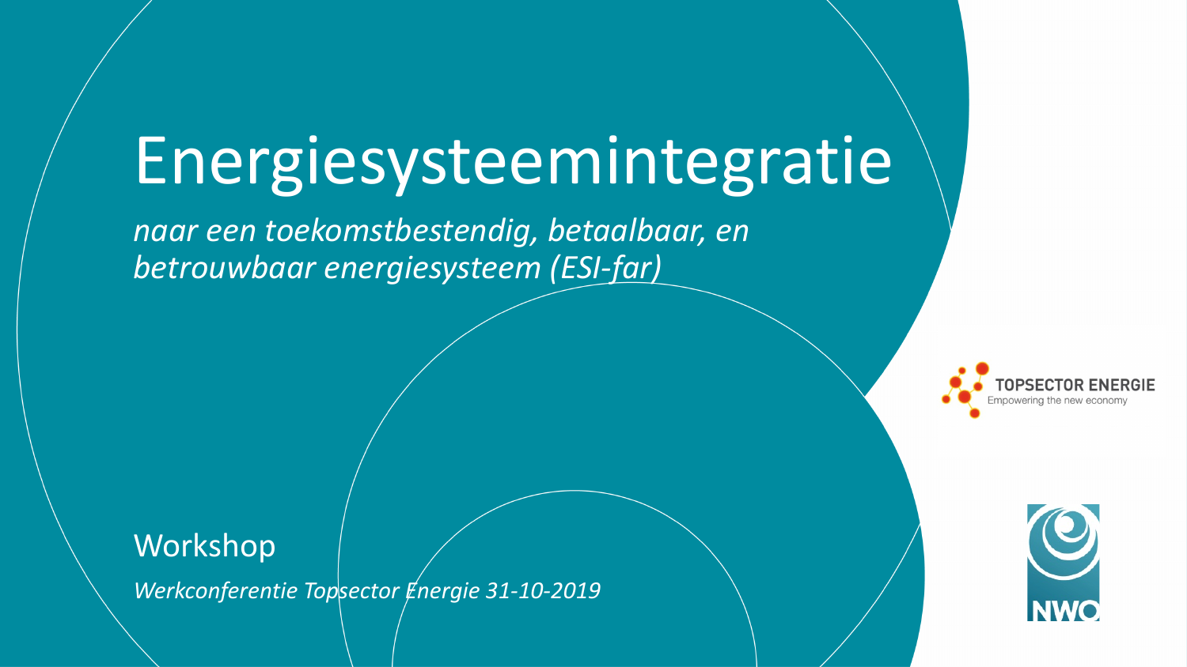# Energiesysteemintegratie

*naar een toekomstbestendig, betaalbaar, en betrouwbaar energiesysteem (ESI-far)*

Workshop

*Werkconferentie Topsector Energie 31-10-2019*

TOPSECTOR ENERGIE
Empowering the new economy

NWO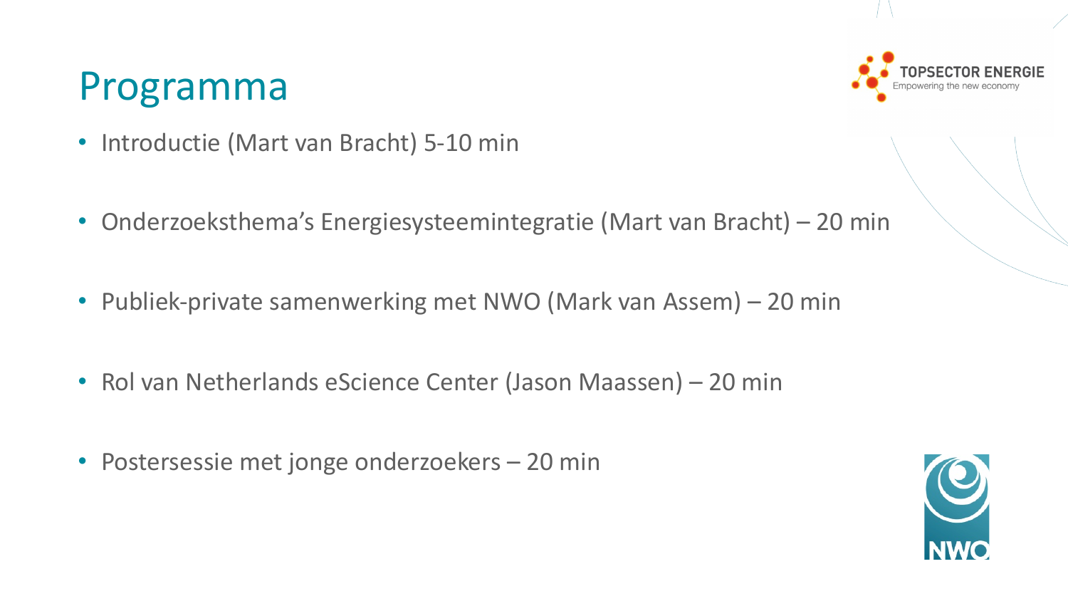# Programma

- Introductie (Mart van Bracht) 5-10 min
- Onderzoeksthema's Energiesysteemintegratie (Mart van Bracht) – 20 min
- Publiek-private samenwerking met NWO (Mark van Assem) – 20 min
- Rol van Netherlands eScience Center (Jason Maassen) – 20 min
- Postersessie met jonge onderzoekers – 20 min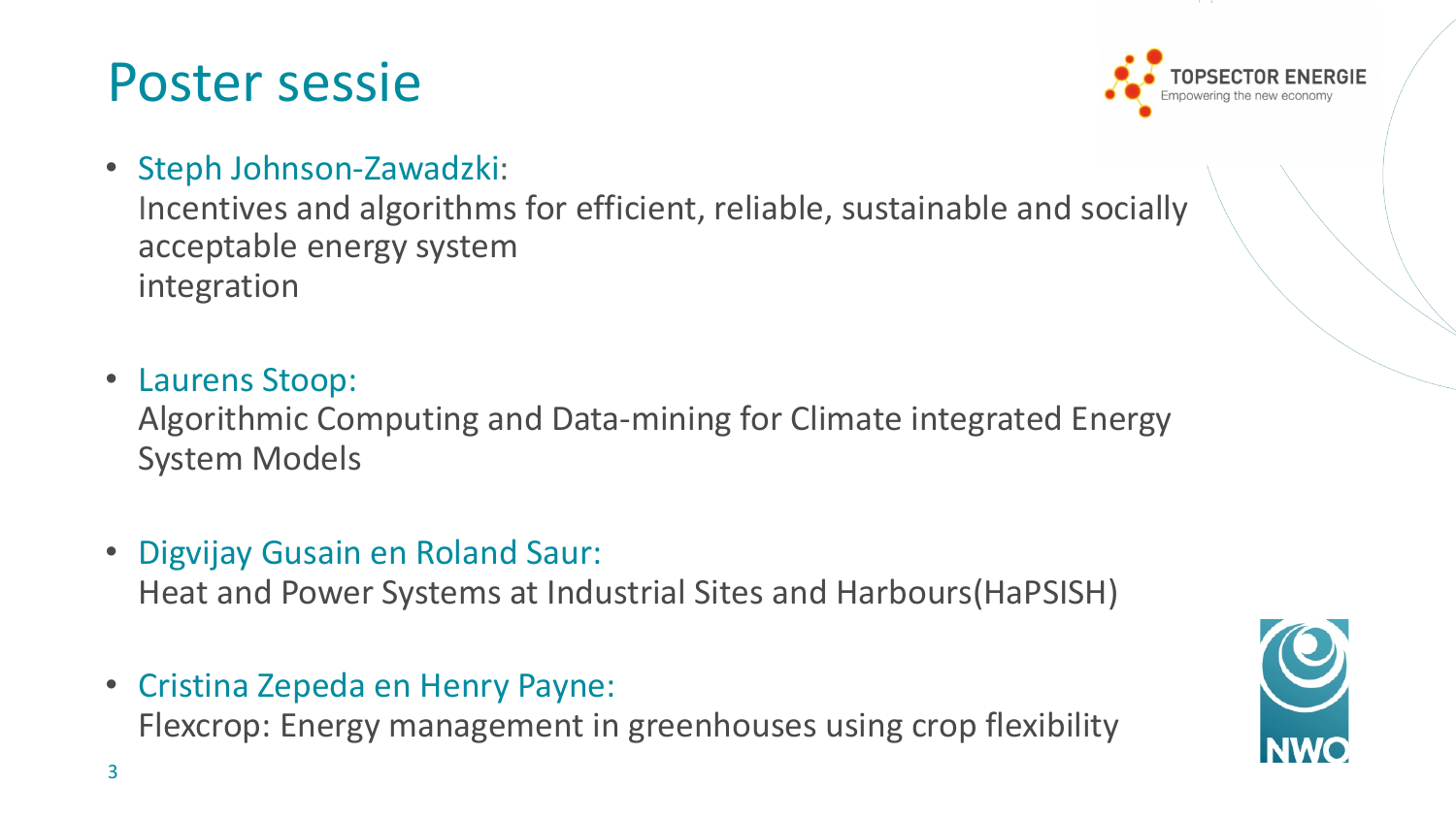# Poster sessie

- Steph Johnson-Zawadzki:
  Incentives and algorithms for efficient, reliable, sustainable and socially acceptable energy system integration

- Laurens Stoop:
  Algorithmic Computing and Data-mining for Climate integrated Energy System Models

- Digvijay Gusain en Roland Saur:
  Heat and Power Systems at Industrial Sites and Harbours(HaPSISH)

- Cristina Zepeda en Henry Payne:
  Flexcrop: Energy management in greenhouses using crop flexibility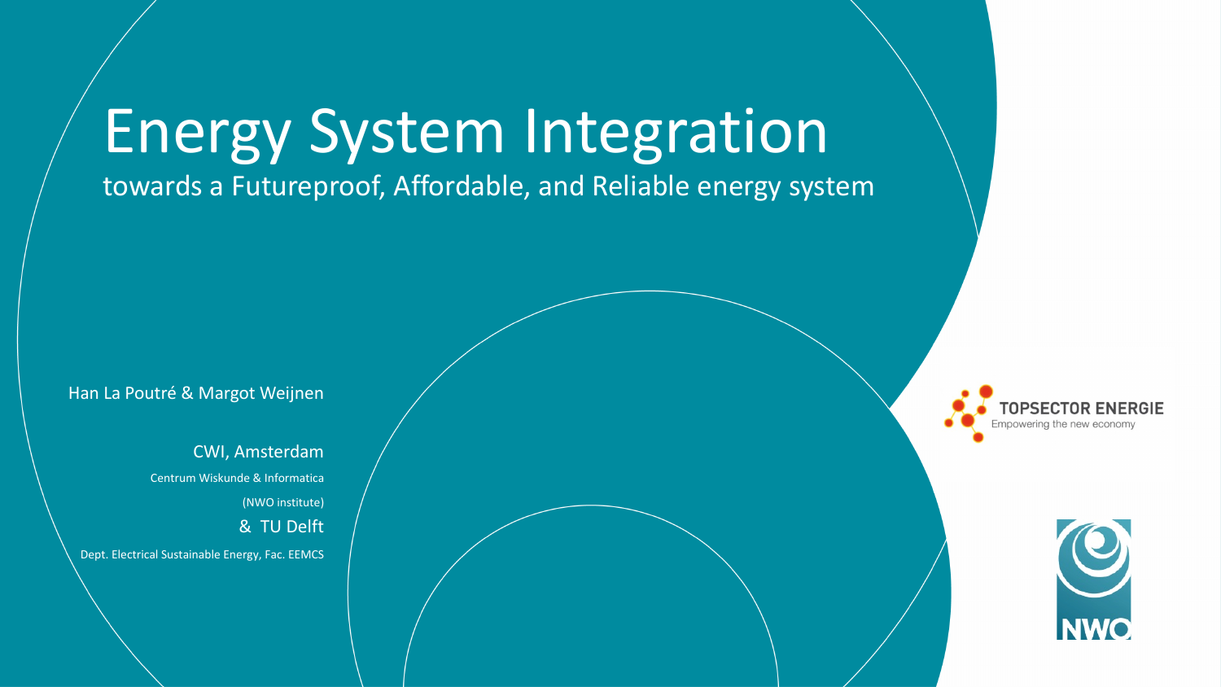# Energy System Integration

towards a Futureproof, Affordable, and Reliable energy system

Han La Poutré & Margot Weijnen

CWI, Amsterdam

Centrum Wiskunde & Informatica

(NWO institute)

& TU Delft

Dept. Electrical Sustainable Energy, Fac. EEMCS

TOPSECTOR ENERGIE

Empowering the new economy

NWO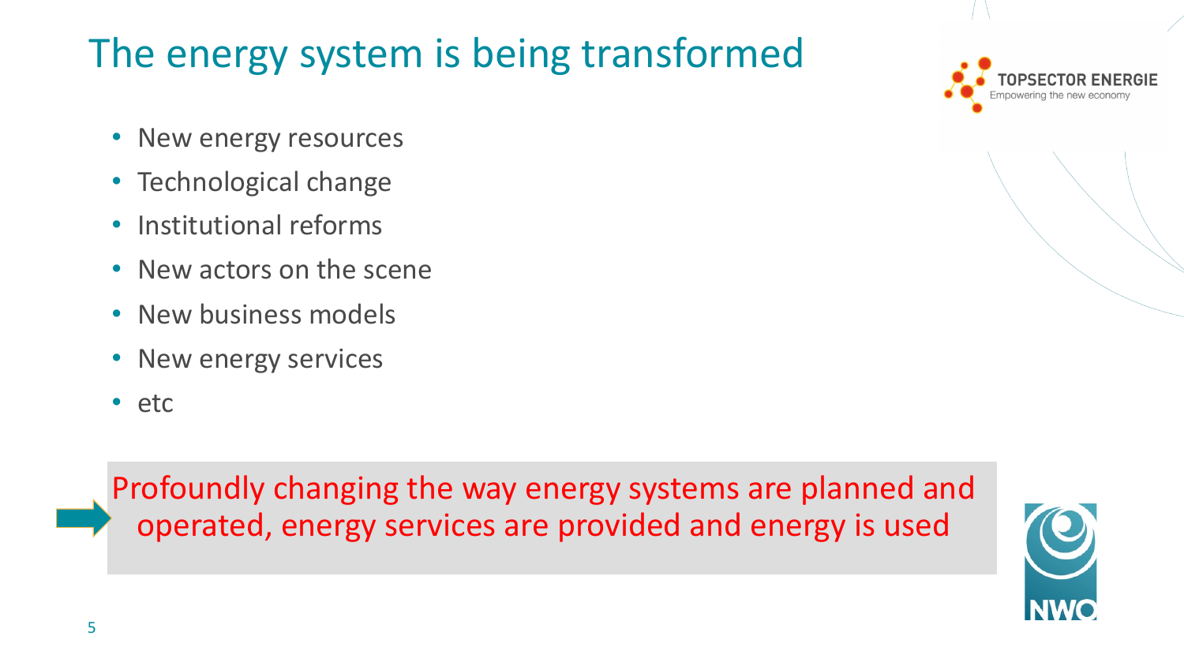# The energy system is being transformed

- New energy resources
- Technological change
- Institutional reforms
- New actors on the scene
- New business models
- New energy services
- etc

Profoundly changing the way energy systems are planned and operated, energy services are provided and energy is used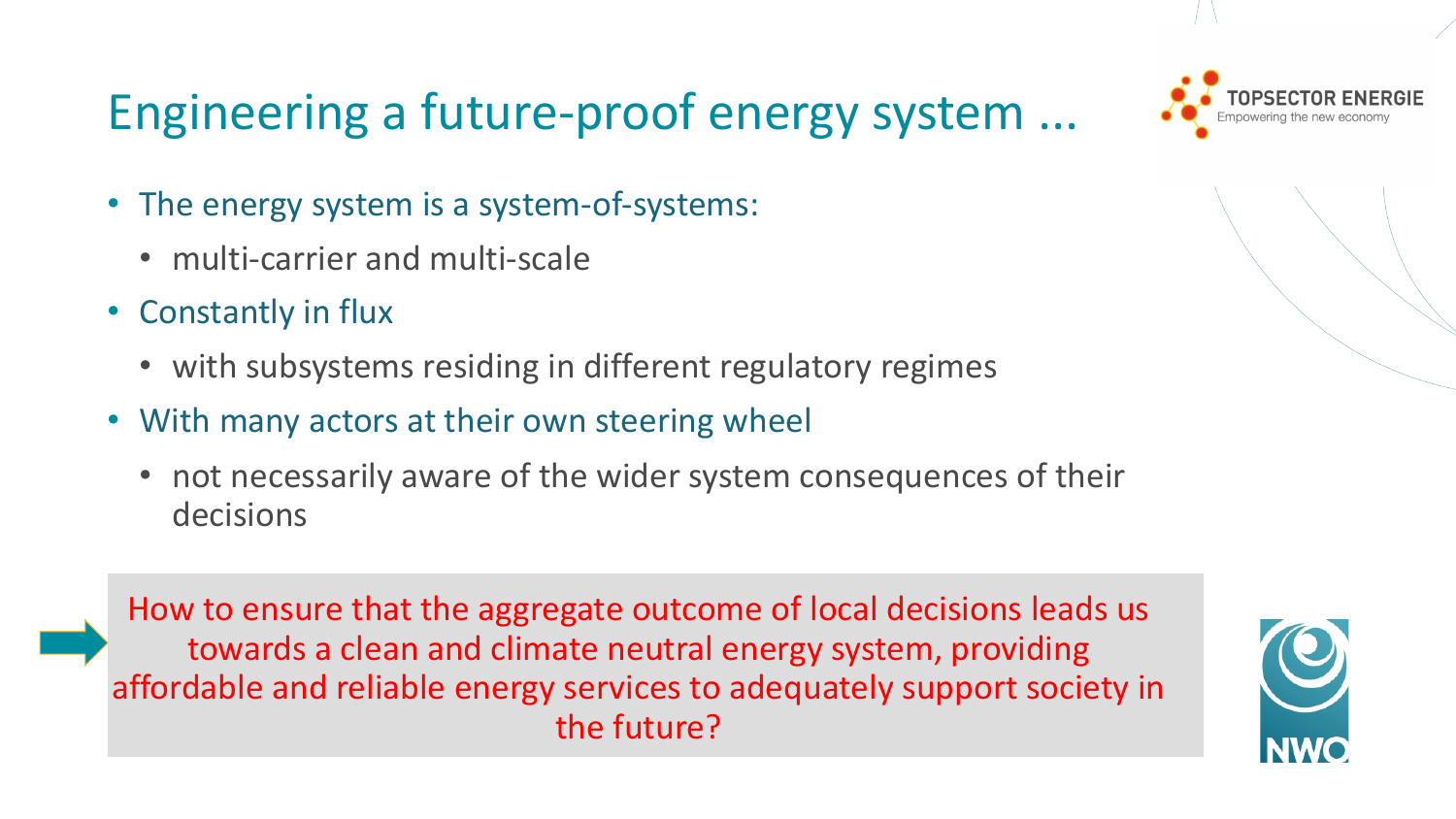# Engineering a future-proof energy system ...

- The energy system is a system-of-systems:
  - multi-carrier and multi-scale
- Constantly in flux
  - with subsystems residing in different regulatory regimes
- With many actors at their own steering wheel
  - not necessarily aware of the wider system consequences of their decisions

➡ How to ensure that the aggregate outcome of local decisions leads us towards a clean and climate neutral energy system, providing affordable and reliable energy services to adequately support society in the future?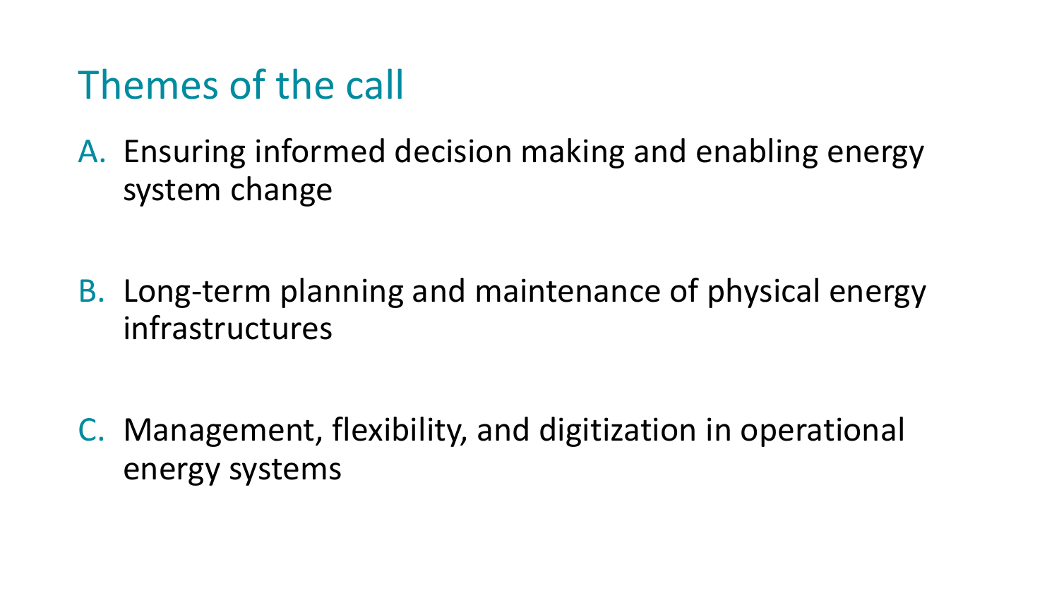# Themes of the call

A. Ensuring informed decision making and enabling energy system change

B. Long-term planning and maintenance of physical energy infrastructures

C. Management, flexibility, and digitization in operational energy systems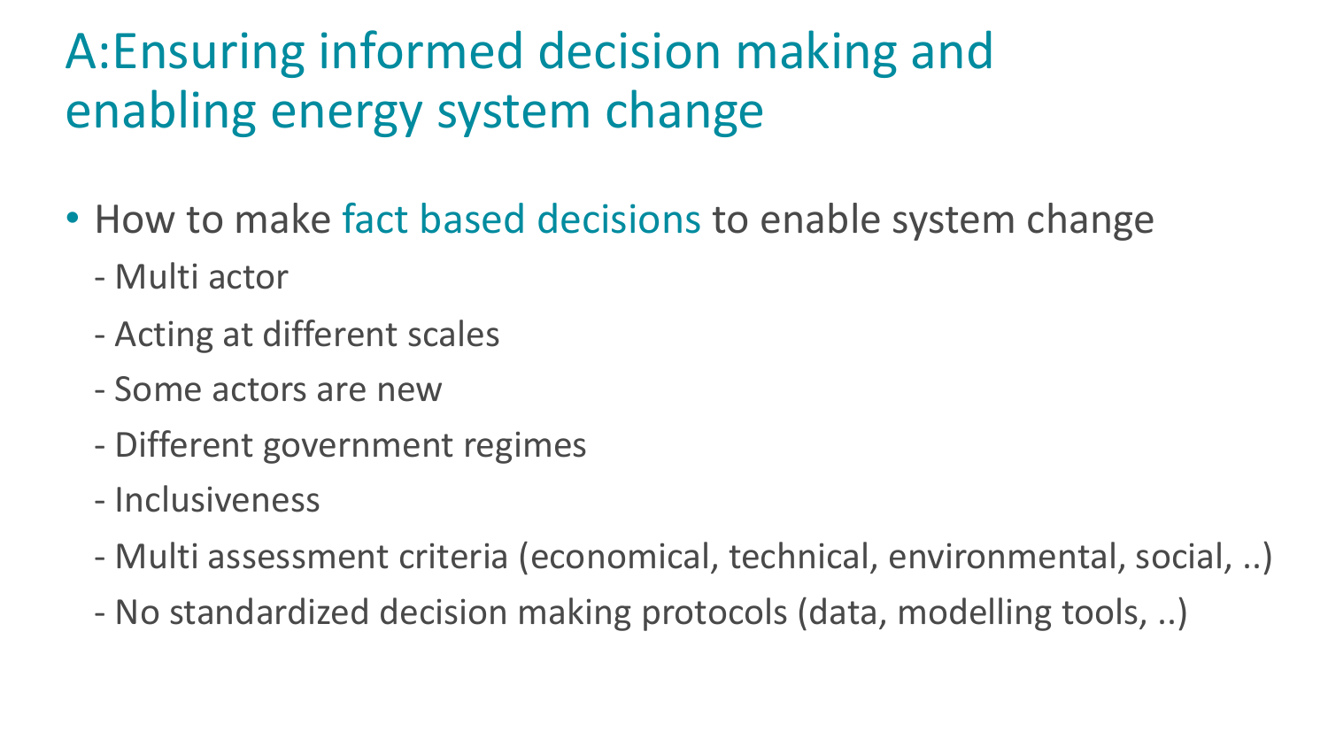# A:Ensuring informed decision making and enabling energy system change

- How to make fact based decisions to enable system change
  - Multi actor
  - Acting at different scales
  - Some actors are new
  - Different government regimes
  - Inclusiveness
  - Multi assessment criteria (economical, technical, environmental, social, ..)
  - No standardized decision making protocols (data, modelling tools, ..)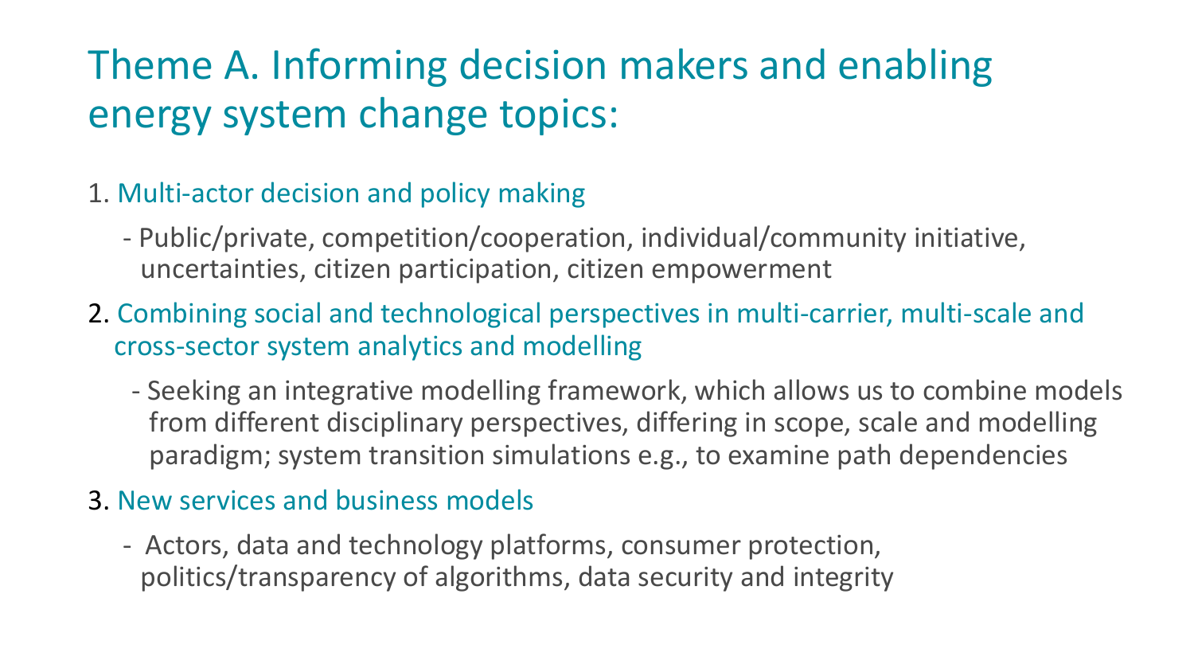# Theme A. Informing decision makers and enabling energy system change topics:

1. Multi-actor decision and policy making
   - Public/private, competition/cooperation, individual/community initiative, uncertainties, citizen participation, citizen empowerment

2. Combining social and technological perspectives in multi-carrier, multi-scale and cross-sector system analytics and modelling
   - Seeking an integrative modelling framework, which allows us to combine models from different disciplinary perspectives, differing in scope, scale and modelling paradigm; system transition simulations e.g., to examine path dependencies

3. New services and business models
   - Actors, data and technology platforms, consumer protection, politics/transparency of algorithms, data security and integrity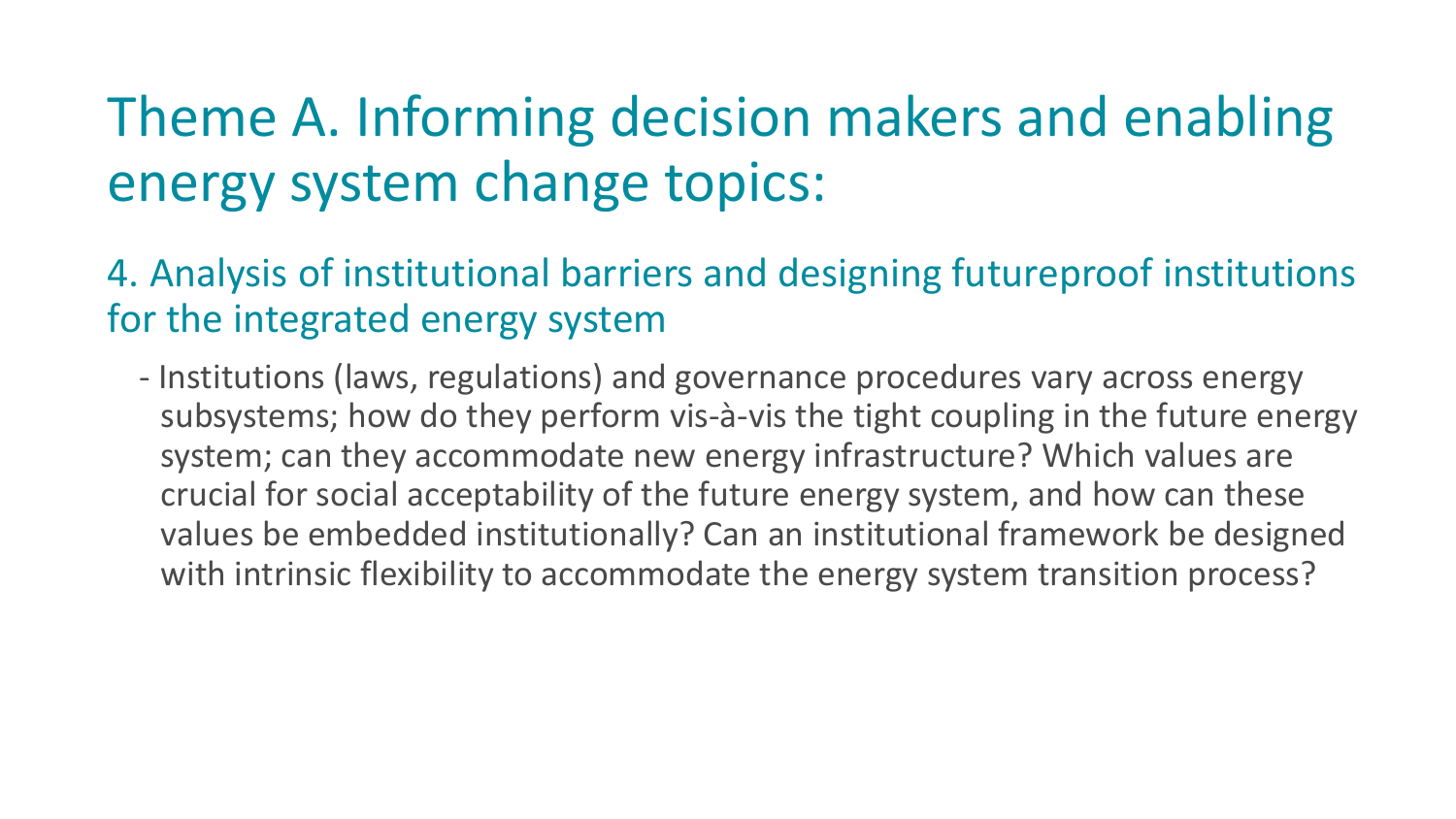# Theme A. Informing decision makers and enabling energy system change topics:

## 4. Analysis of institutional barriers and designing futureproof institutions for the integrated energy system

- Institutions (laws, regulations) and governance procedures vary across energy subsystems; how do they perform vis-à-vis the tight coupling in the future energy system; can they accommodate new energy infrastructure? Which values are crucial for social acceptability of the future energy system, and how can these values be embedded institutionally? Can an institutional framework be designed with intrinsic flexibility to accommodate the energy system transition process?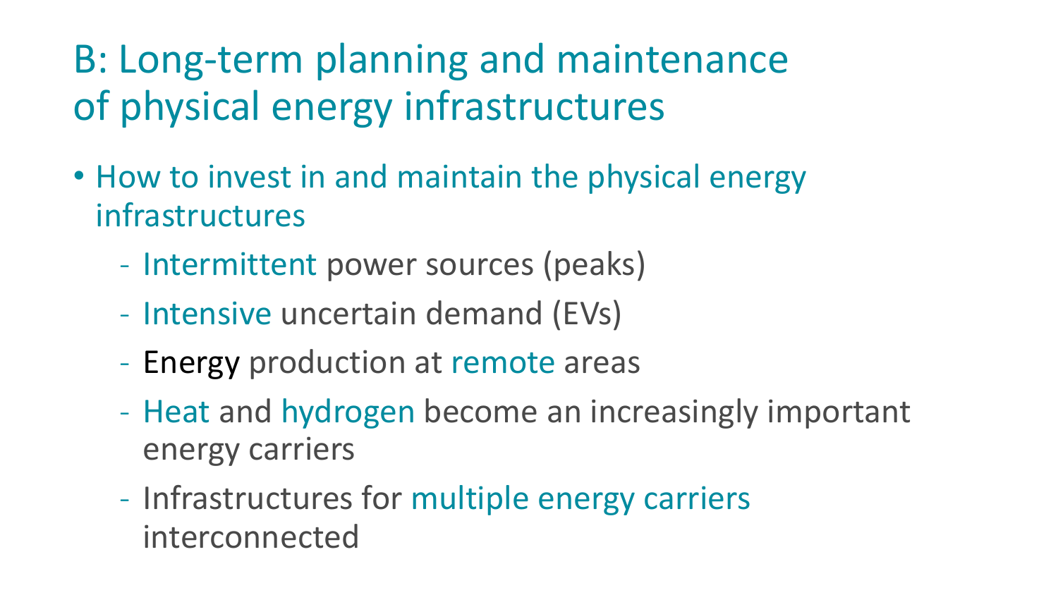# B: Long-term planning and maintenance of physical energy infrastructures

- How to invest in and maintain the physical energy infrastructures
  - Intermittent power sources (peaks)
  - Intensive uncertain demand (EVs)
  - Energy production at remote areas
  - Heat and hydrogen become an increasingly important energy carriers
  - Infrastructures for multiple energy carriers interconnected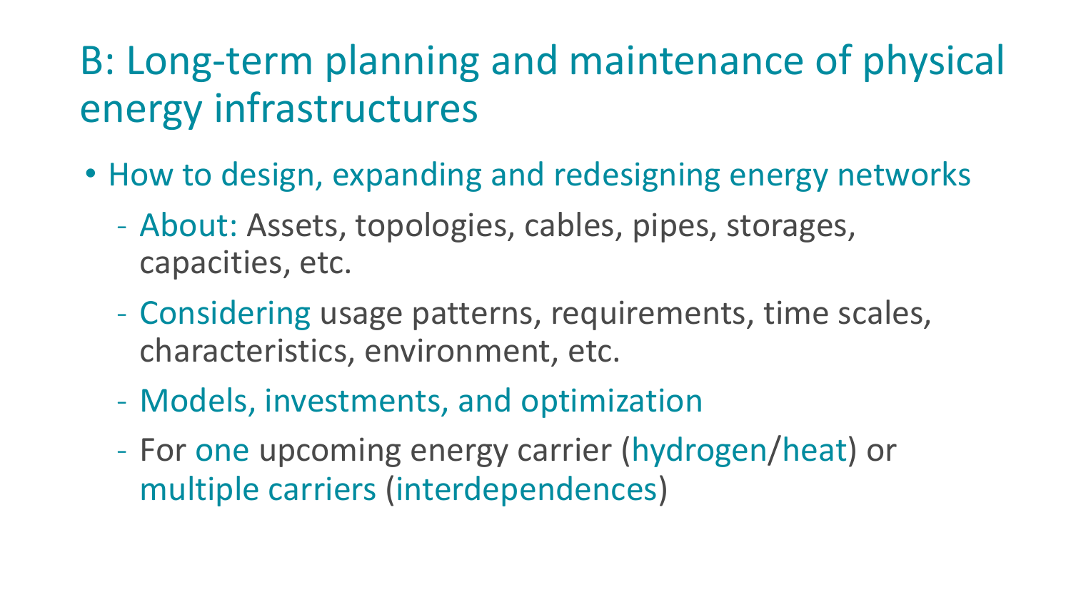# B: Long-term planning and maintenance of physical energy infrastructures

- How to design, expanding and redesigning energy networks
  - About: Assets, topologies, cables, pipes, storages, capacities, etc.
  - Considering usage patterns, requirements, time scales, characteristics, environment, etc.
  - Models, investments, and optimization
  - For one upcoming energy carrier (hydrogen/heat) or multiple carriers (interdependences)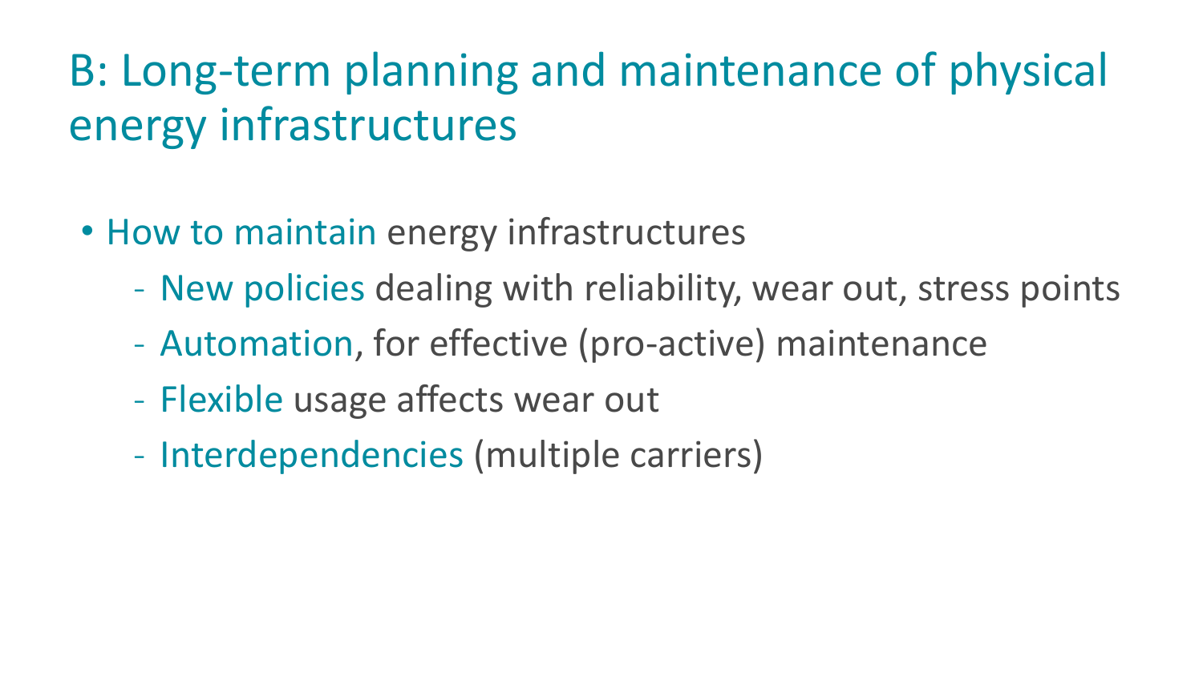# B: Long-term planning and maintenance of physical energy infrastructures

- How to maintain energy infrastructures
  - New policies dealing with reliability, wear out, stress points
  - Automation, for effective (pro-active) maintenance
  - Flexible usage affects wear out
  - Interdependencies (multiple carriers)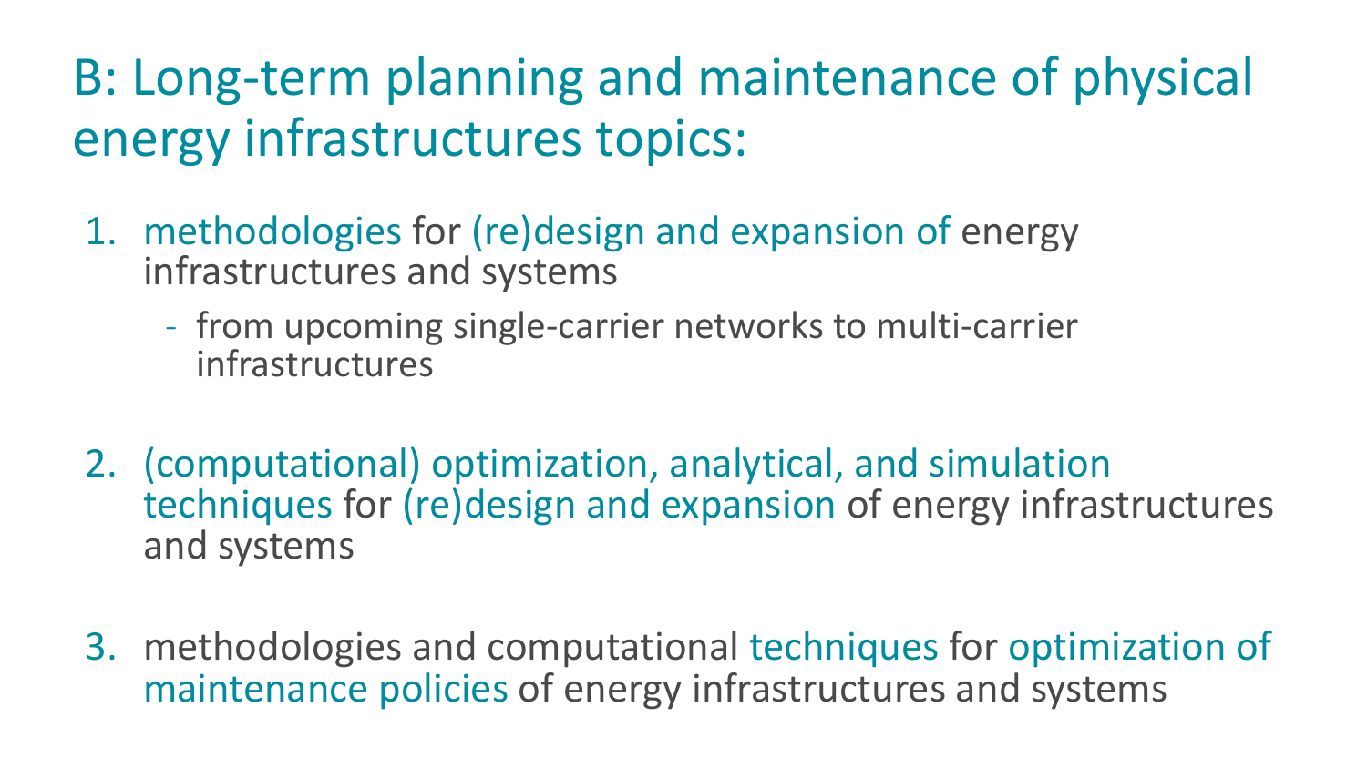# B: Long-term planning and maintenance of physical energy infrastructures topics:

1. methodologies for (re)design and expansion of energy infrastructures and systems
   - from upcoming single-carrier networks to multi-carrier infrastructures

2. (computational) optimization, analytical, and simulation techniques for (re)design and expansion of energy infrastructures and systems

3. methodologies and computational techniques for optimization of maintenance policies of energy infrastructures and systems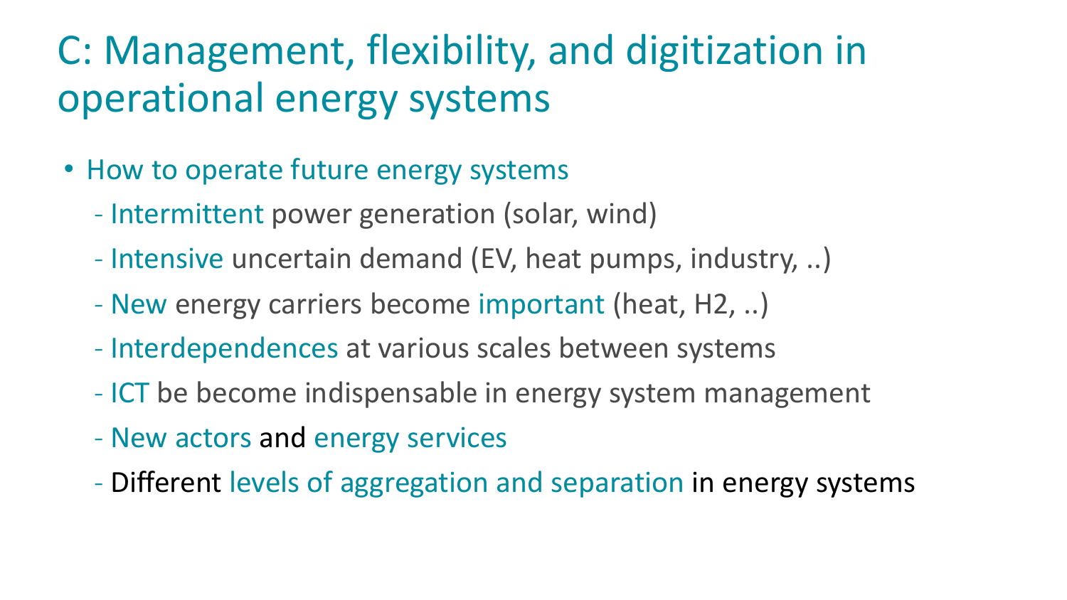# C: Management, flexibility, and digitization in operational energy systems

- How to operate future energy systems
  - Intermittent power generation (solar, wind)
  - Intensive uncertain demand (EV, heat pumps, industry, ..)
  - New energy carriers become important (heat, H2, ..)
  - Interdependences at various scales between systems
  - ICT be become indispensable in energy system management
  - New actors and energy services
  - Different levels of aggregation and separation in energy systems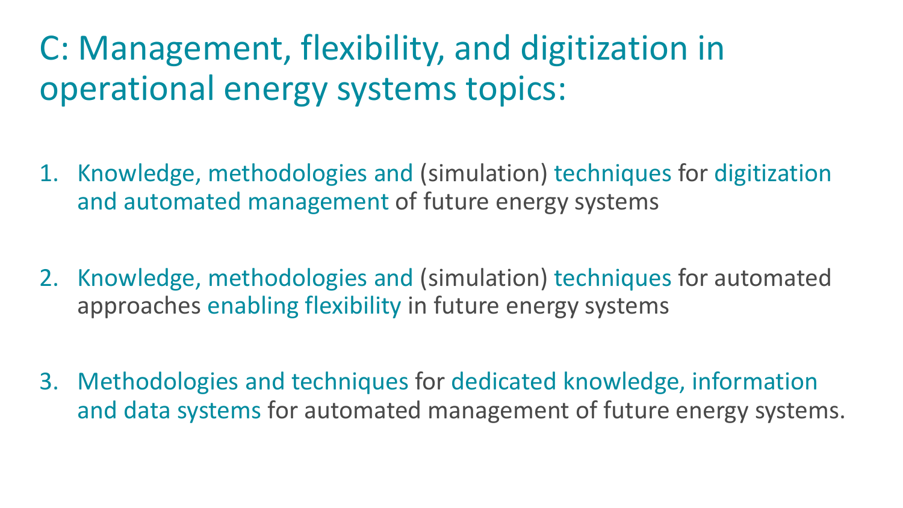# C: Management, flexibility, and digitization in operational energy systems topics:

1. Knowledge, methodologies and (simulation) techniques for digitization and automated management of future energy systems

2. Knowledge, methodologies and (simulation) techniques for automated approaches enabling flexibility in future energy systems

3. Methodologies and techniques for dedicated knowledge, information and data systems for automated management of future energy systems.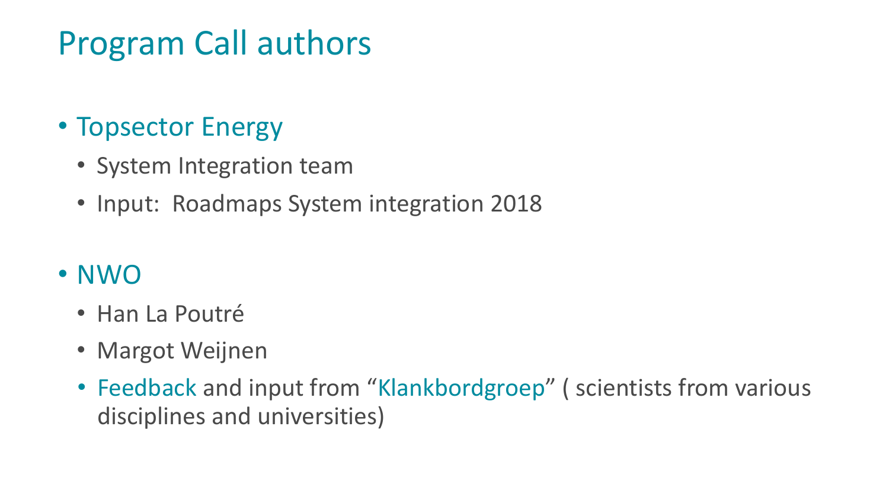# Program Call authors

- Topsector Energy
  - System Integration team
  - Input:  Roadmaps System integration 2018

- NWO
  - Han La Poutré
  - Margot Weijnen
  - Feedback and input from "Klankbordgroep" ( scientists from various disciplines and universities)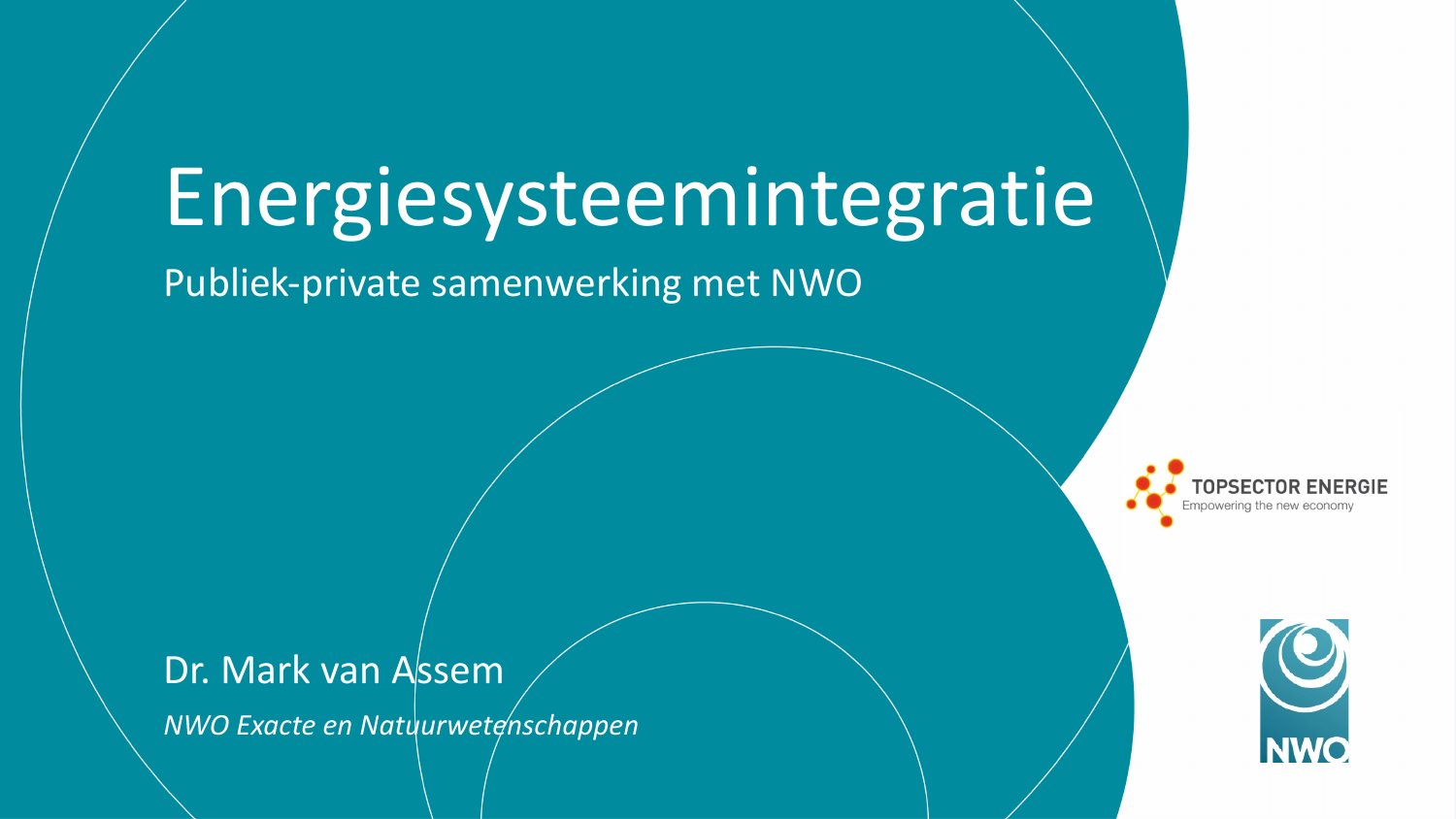# Energiesysteemintegratie

Publiek-private samenwerking met NWO

Dr. Mark van Assem

*NWO Exacte en Natuurwetenschappen*

TOPSECTOR ENERGIE
Empowering the new economy

NWO